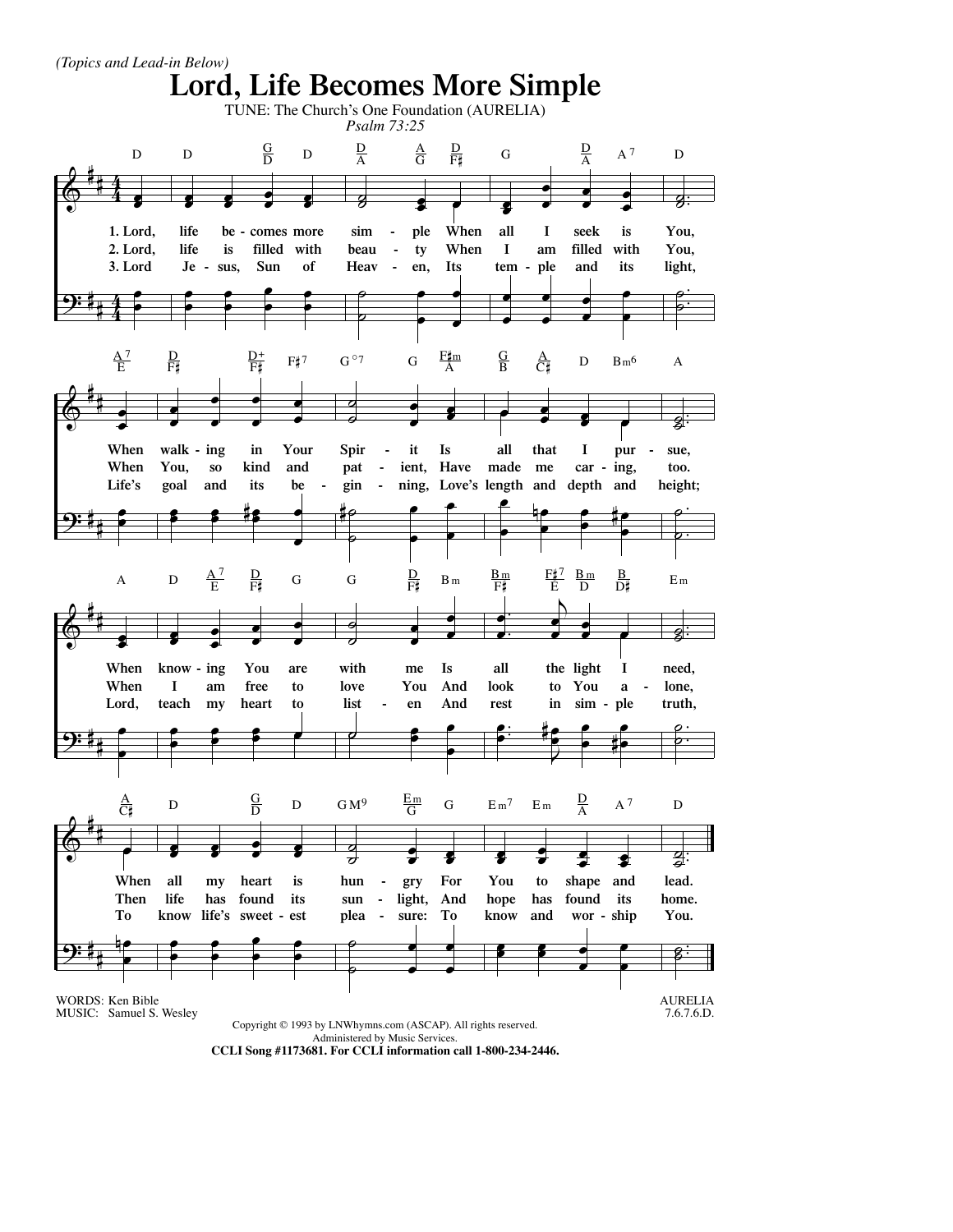*(Topics and Lead-in Below)*

# Lord, Life Becomes More Simple

TUNE: The Church's One Foundation (AURELIA)

*Psalm 73:25*

1. Lord, life becomes more simple When all I seek is You,
When walking in Your Spirit Is all that I pursue,
When knowing You are with me Is all the light I need,
When all my heart is hungry For You to shape and lead.

2. Lord, life is filled with beauty When I am filled with You,
When You, so kind and patient, Have made me caring, too.
When I am free to love You And look to You alone,
Then life has found its sunlight, And hope has found its home.

3. Lord Jesus, Sun of Heaven, Its temple and its light,
Life's goal and its beginning, Love's length and depth and height;
Lord, teach my heart to listen And rest in simple truth,
To know life's sweetest pleasure: To know and worship You.

WORDS: Ken Bible
MUSIC: Samuel S. Wesley

AURELIA
7.6.7.6.D.

Copyright © 1993 by LNWhymns.com (ASCAP). All rights reserved.
Administered by Music Services.

**CCLI Song #1173681. For CCLI information call 1-800-234-2446.**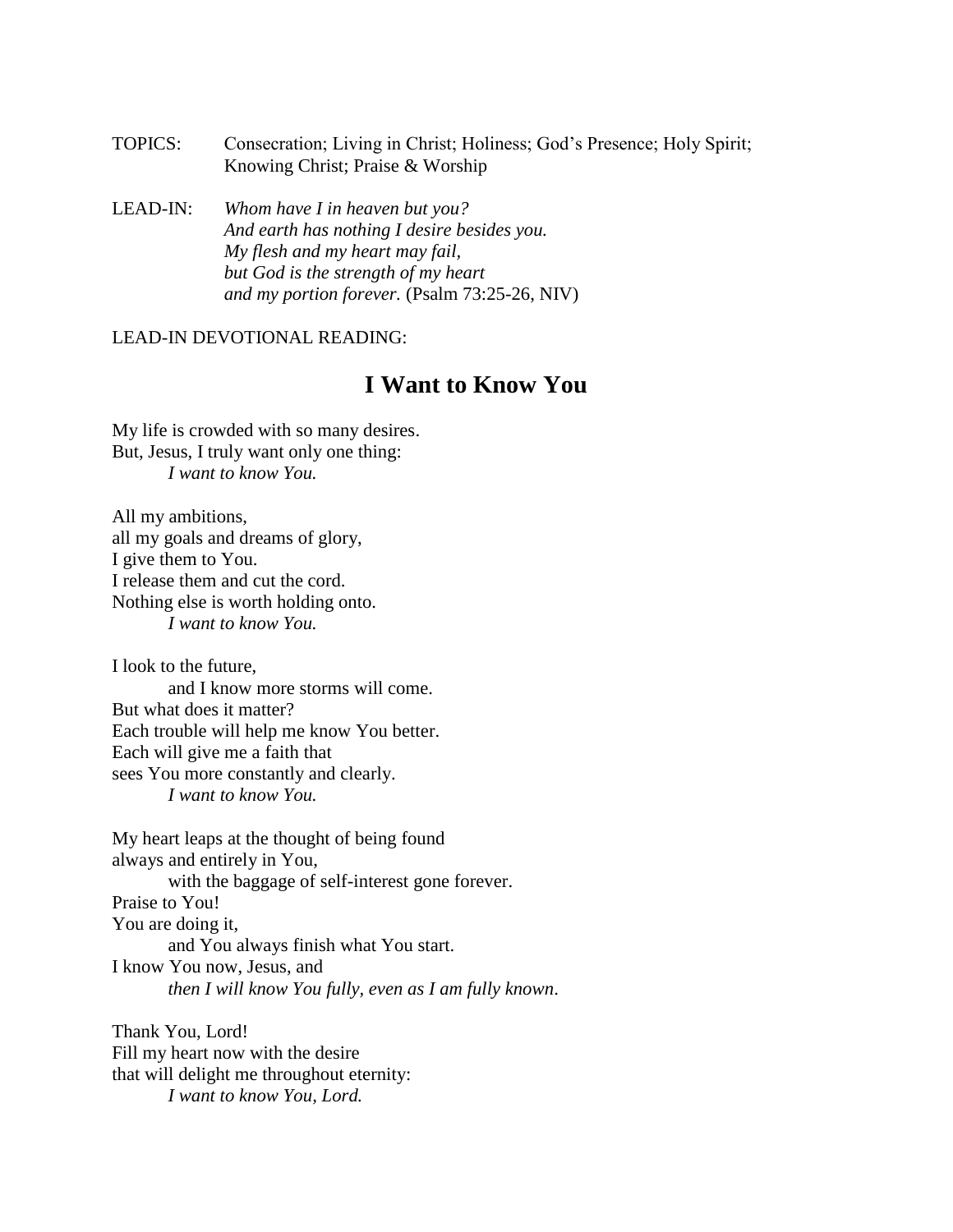TOPICS: Consecration; Living in Christ; Holiness; God's Presence; Holy Spirit; Knowing Christ; Praise & Worship

LEAD-IN: *Whom have I in heaven but you?*
*And earth has nothing I desire besides you.*
*My flesh and my heart may fail,*
*but God is the strength of my heart*
*and my portion forever.* (Psalm 73:25-26, NIV)

LEAD-IN DEVOTIONAL READING:

## I Want to Know You

My life is crowded with so many desires.
But, Jesus, I truly want only one thing:
*I want to know You.*

All my ambitions,
all my goals and dreams of glory,
I give them to You.
I release them and cut the cord.
Nothing else is worth holding onto.
*I want to know You.*

I look to the future,
and I know more storms will come.
But what does it matter?
Each trouble will help me know You better.
Each will give me a faith that
sees You more constantly and clearly.
*I want to know You.*

My heart leaps at the thought of being found
always and entirely in You,
with the baggage of self-interest gone forever.
Praise to You!
You are doing it,
and You always finish what You start.
I know You now, Jesus, and
*then I will know You fully, even as I am fully known*.

Thank You, Lord!
Fill my heart now with the desire
that will delight me throughout eternity:
*I want to know You, Lord.*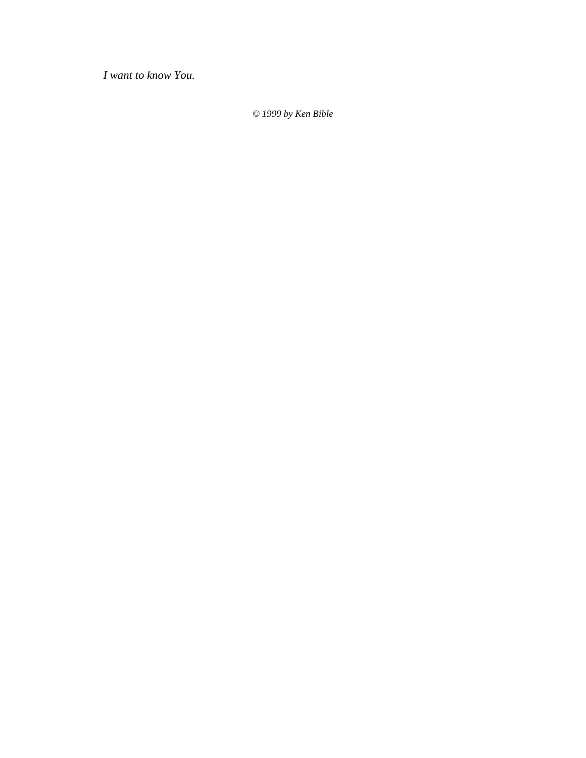*I want to know You.*

*© 1999 by Ken Bible*